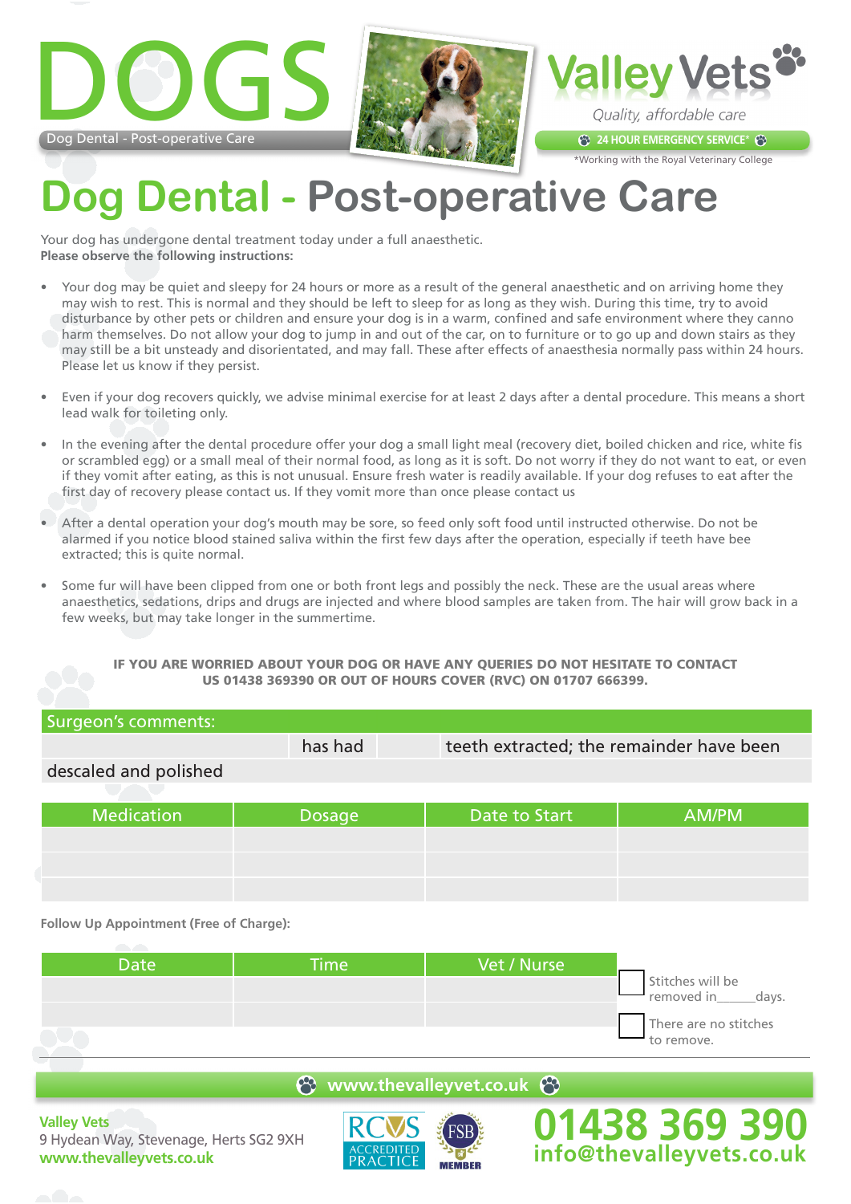# DOGS

Dog Dental - Post-operative Care

**Valley Vets**

*Quality, affordable care*

**24 HOUR EMERGENCY SERVICE***

*Working with the Royal Veterinary College

# Dog Dental - Post-operative Care

Your dog has undergone dental treatment today under a full anaesthetic.
**Please observe the following instructions:**

- Your dog may be quiet and sleepy for 24 hours or more as a result of the general anaesthetic and on arriving home they may wish to rest. This is normal and they should be left to sleep for as long as they wish. During this time, try to avoid disturbance by other pets or children and ensure your dog is in a warm, confined and safe environment where they canno harm themselves. Do not allow your dog to jump in and out of the car, on to furniture or to go up and down stairs as they may still be a bit unsteady and disorientated, and may fall. These after effects of anaesthesia normally pass within 24 hours. Please let us know if they persist.

- Even if your dog recovers quickly, we advise minimal exercise for at least 2 days after a dental procedure. This means a short lead walk for toileting only.

- In the evening after the dental procedure offer your dog a small light meal (recovery diet, boiled chicken and rice, white fis or scrambled egg) or a small meal of their normal food, as long as it is soft. Do not worry if they do not want to eat, or even if they vomit after eating, as this is not unusual. Ensure fresh water is readily available. If your dog refuses to eat after the first day of recovery please contact us. If they vomit more than once please contact us

- After a dental operation your dog's mouth may be sore, so feed only soft food until instructed otherwise. Do not be alarmed if you notice blood stained saliva within the first few days after the operation, especially if teeth have bee extracted; this is quite normal.

- Some fur will have been clipped from one or both front legs and possibly the neck. These are the usual areas where anaesthetics, sedations, drips and drugs are injected and where blood samples are taken from. The hair will grow back in a few weeks, but may take longer in the summertime.

**IF YOU ARE WORRIED ABOUT YOUR DOG OR HAVE ANY QUERIES DO NOT HESITATE TO CONTACT US 01438 369390 OR OUT OF HOURS COVER (RVC) ON 01707 666399.**

**Surgeon's comments:**

| | has had | | teeth extracted; the remainder have been |
|---|---|---|---|

descaled and polished

| Medication | Dosage | Date to Start | AM/PM |
|---|---|---|---|
| | | | |
| | | | |
| | | | |

**Follow Up Appointment (Free of Charge):**

| Date | Time | Vet / Nurse |
|---|---|---|
| | | |
| | | |

☐ Stitches will be removed in______days.

☐ There are no stitches to remove.

**www.thevalleyvet.co.uk**

**Valley Vets**
9 Hydean Way, Stevenage, Herts SG2 9XH
**www.thevalleyvets.co.uk**

RCVS ACCREDITED PRACTICE

FSB MEMBER

**01438 369 390**
**info@thevalleyvets.co.uk**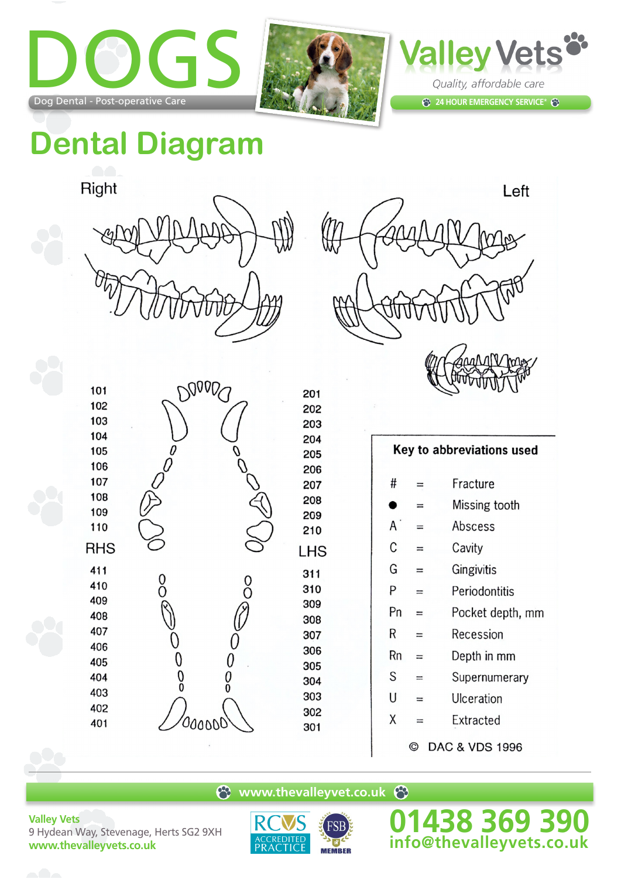# DOGS

Dog Dental - Post-operative Care

Valley Vets

*Quality, affordable care*

24 HOUR EMERGENCY SERVICE*

# Dental Diagram

Right

Left

101
102
103
104
105
106
107
108
109
110

RHS

411
410
409
408
407
406
405
404
403
402
401

201
202
203
204
205
206
207
208
209
210

LHS

311
310
309
308
307
306
305
304
303
302
301

**Key to abbreviations used**

| | | |
|---|---|---|
| # | = | Fracture |
| ● | = | Missing tooth |
| A | = | Abscess |
| C | = | Cavity |
| G | = | Gingivitis |
| P | = | Periodontitis |
| Pn | = | Pocket depth, mm |
| R | = | Recession |
| Rn | = | Depth in mm |
| S | = | Supernumerary |
| U | = | Ulceration |
| X | = | Extracted |

© DAC & VDS 1996

www.thevalleyvet.co.uk

**Valley Vets**
9 Hydean Way, Stevenage, Herts SG2 9XH
www.thevalleyvets.co.uk

RCVS ACCREDITED PRACTICE

FSB MEMBER

**01438 369 390**
**info@thevalleyvets.co.uk**